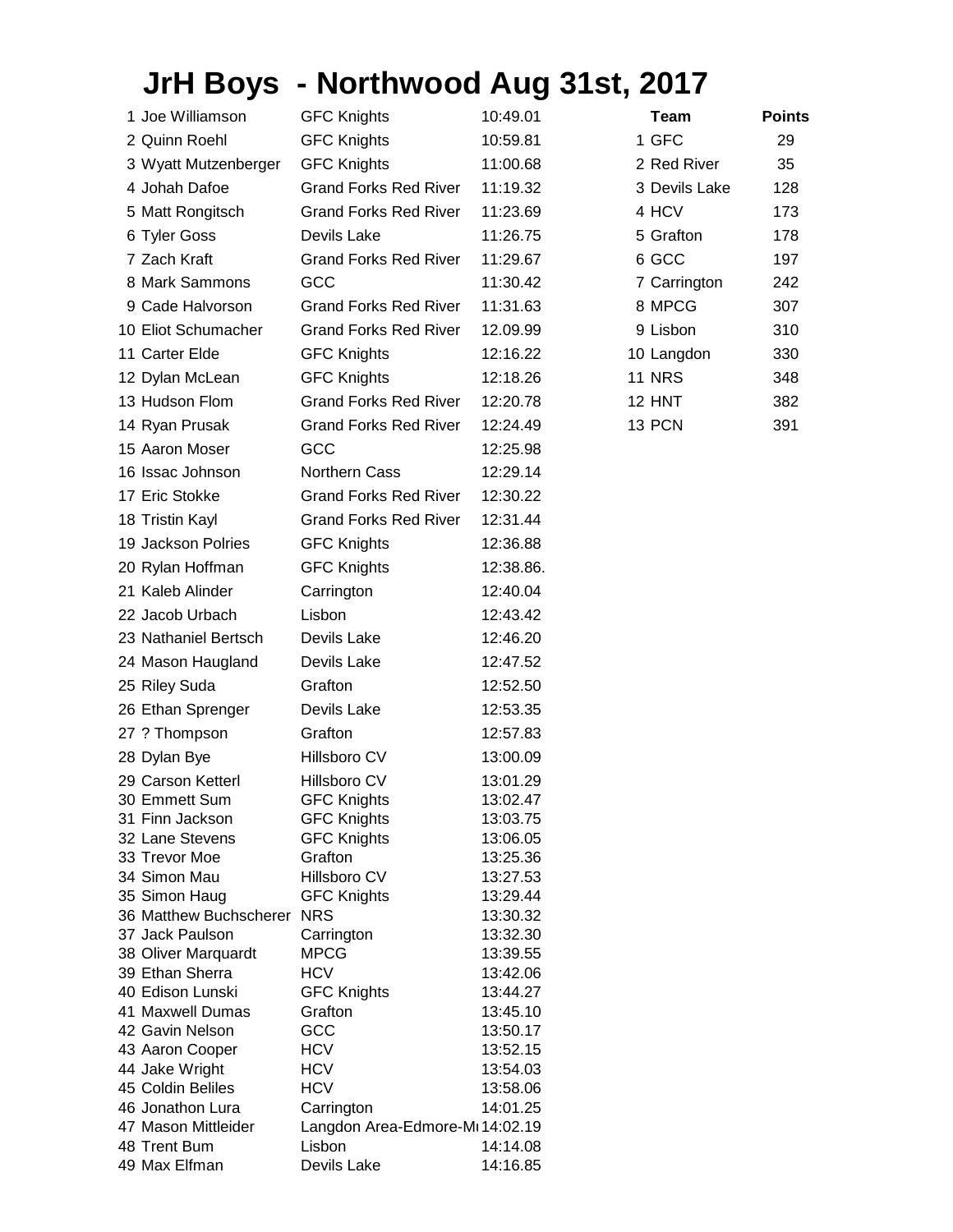# JrH Boys - Northwood Aug 31st, 2017

| Place | Name | Team | Time |
|---|---|---|---|
| 1 | Joe Williamson | GFC Knights | 10:49.01 |
| 2 | Quinn Roehl | GFC Knights | 10:59.81 |
| 3 | Wyatt Mutzenberger | GFC Knights | 11:00.68 |
| 4 | Johah Dafoe | Grand Forks Red River | 11:19.32 |
| 5 | Matt Rongitsch | Grand Forks Red River | 11:23.69 |
| 6 | Tyler Goss | Devils Lake | 11:26.75 |
| 7 | Zach Kraft | Grand Forks Red River | 11:29.67 |
| 8 | Mark Sammons | GCC | 11:30.42 |
| 9 | Cade Halvorson | Grand Forks Red River | 11:31.63 |
| 10 | Eliot Schumacher | Grand Forks Red River | 12.09.99 |
| 11 | Carter Elde | GFC Knights | 12:16.22 |
| 12 | Dylan McLean | GFC Knights | 12:18.26 |
| 13 | Hudson Flom | Grand Forks Red River | 12:20.78 |
| 14 | Ryan Prusak | Grand Forks Red River | 12:24.49 |
| 15 | Aaron Moser | GCC | 12:25.98 |
| 16 | Issac Johnson | Northern Cass | 12:29.14 |
| 17 | Eric Stokke | Grand Forks Red River | 12:30.22 |
| 18 | Tristin Kayl | Grand Forks Red River | 12:31.44 |
| 19 | Jackson Polries | GFC Knights | 12:36.88 |
| 20 | Rylan Hoffman | GFC Knights | 12:38.86. |
| 21 | Kaleb Alinder | Carrington | 12:40.04 |
| 22 | Jacob Urbach | Lisbon | 12:43.42 |
| 23 | Nathaniel Bertsch | Devils Lake | 12:46.20 |
| 24 | Mason Haugland | Devils Lake | 12:47.52 |
| 25 | Riley Suda | Grafton | 12:52.50 |
| 26 | Ethan Sprenger | Devils Lake | 12:53.35 |
| 27 | ? Thompson | Grafton | 12:57.83 |
| 28 | Dylan Bye | Hillsboro CV | 13:00.09 |
| 29 | Carson Ketterl | Hillsboro CV | 13:01.29 |
| 30 | Emmett Sum | GFC Knights | 13:02.47 |
| 31 | Finn Jackson | GFC Knights | 13:03.75 |
| 32 | Lane Stevens | GFC Knights | 13:06.05 |
| 33 | Trevor Moe | Grafton | 13:25.36 |
| 34 | Simon Mau | Hillsboro CV | 13:27.53 |
| 35 | Simon Haug | GFC Knights | 13:29.44 |
| 36 | Matthew Buchscherer | NRS | 13:30.32 |
| 37 | Jack Paulson | Carrington | 13:32.30 |
| 38 | Oliver Marquardt | MPCG | 13:39.55 |
| 39 | Ethan Sherra | HCV | 13:42.06 |
| 40 | Edison Lunski | GFC Knights | 13:44.27 |
| 41 | Maxwell Dumas | Grafton | 13:45.10 |
| 42 | Gavin Nelson | GCC | 13:50.17 |
| 43 | Aaron Cooper | HCV | 13:52.15 |
| 44 | Jake Wright | HCV | 13:54.03 |
| 45 | Coldin Beliles | HCV | 13:58.06 |
| 46 | Jonathon Lura | Carrington | 14:01.25 |
| 47 | Mason Mittleider | Langdon Area-Edmore-Mu | 14:02.19 |
| 48 | Trent Bum | Lisbon | 14:14.08 |
| 49 | Max Elfman | Devils Lake | 14:16.85 |

| Place | Team | Points |
|---|---|---|
| 1 | GFC | 29 |
| 2 | Red River | 35 |
| 3 | Devils Lake | 128 |
| 4 | HCV | 173 |
| 5 | Grafton | 178 |
| 6 | GCC | 197 |
| 7 | Carrington | 242 |
| 8 | MPCG | 307 |
| 9 | Lisbon | 310 |
| 10 | Langdon | 330 |
| 11 | NRS | 348 |
| 12 | HNT | 382 |
| 13 | PCN | 391 |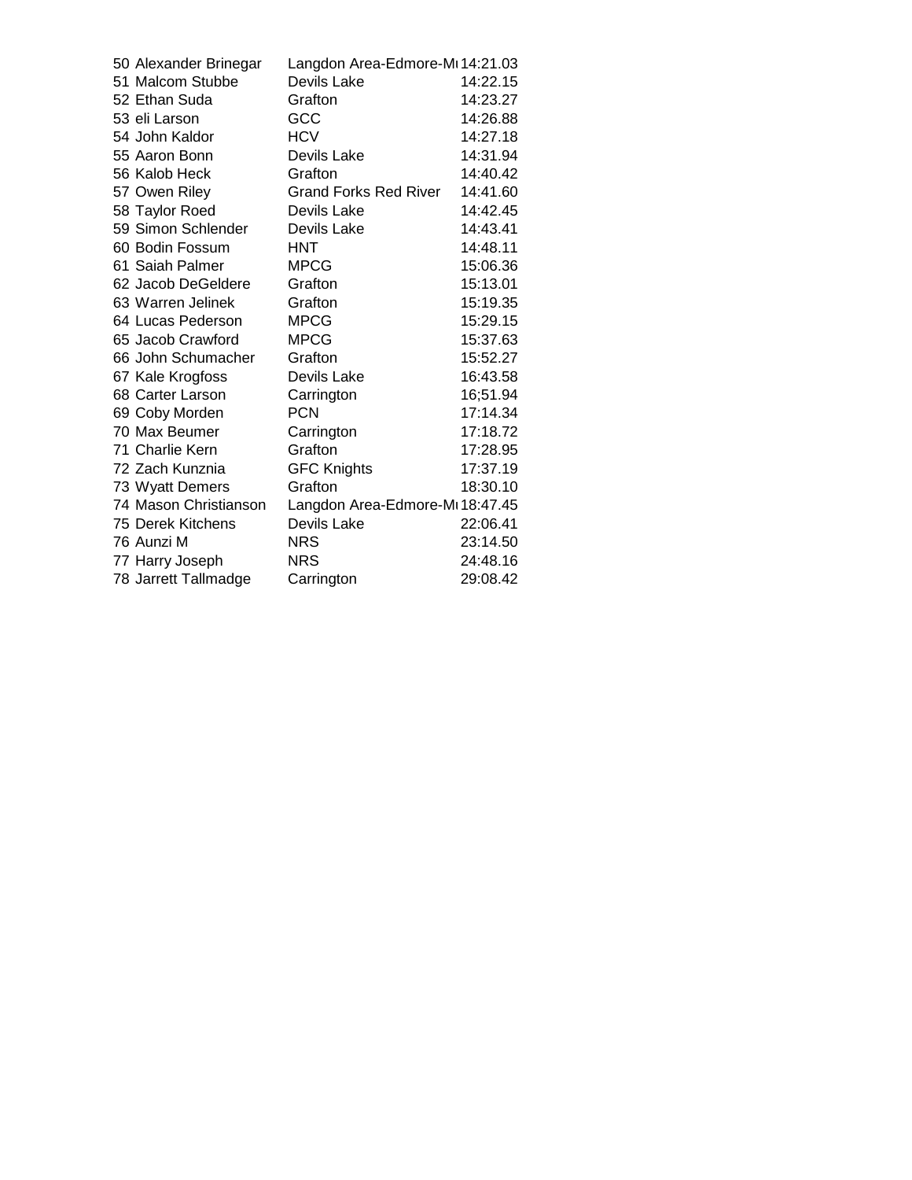| | | | |
|---|---|---|---|
| 50 | Alexander Brinegar | Langdon Area-Edmore-Mu | 14:21.03 |
| 51 | Malcom Stubbe | Devils Lake | 14:22.15 |
| 52 | Ethan Suda | Grafton | 14:23.27 |
| 53 | eli Larson | GCC | 14:26.88 |
| 54 | John Kaldor | HCV | 14:27.18 |
| 55 | Aaron Bonn | Devils Lake | 14:31.94 |
| 56 | Kalob Heck | Grafton | 14:40.42 |
| 57 | Owen Riley | Grand Forks Red River | 14:41.60 |
| 58 | Taylor Roed | Devils Lake | 14:42.45 |
| 59 | Simon Schlender | Devils Lake | 14:43.41 |
| 60 | Bodin Fossum | HNT | 14:48.11 |
| 61 | Saiah Palmer | MPCG | 15:06.36 |
| 62 | Jacob DeGeldere | Grafton | 15:13.01 |
| 63 | Warren Jelinek | Grafton | 15:19.35 |
| 64 | Lucas Pederson | MPCG | 15:29.15 |
| 65 | Jacob Crawford | MPCG | 15:37.63 |
| 66 | John Schumacher | Grafton | 15:52.27 |
| 67 | Kale Krogfoss | Devils Lake | 16:43.58 |
| 68 | Carter Larson | Carrington | 16;51.94 |
| 69 | Coby Morden | PCN | 17:14.34 |
| 70 | Max Beumer | Carrington | 17:18.72 |
| 71 | Charlie Kern | Grafton | 17:28.95 |
| 72 | Zach Kunznia | GFC Knights | 17:37.19 |
| 73 | Wyatt Demers | Grafton | 18:30.10 |
| 74 | Mason Christianson | Langdon Area-Edmore-Mu | 18:47.45 |
| 75 | Derek Kitchens | Devils Lake | 22:06.41 |
| 76 | Aunzi M | NRS | 23:14.50 |
| 77 | Harry Joseph | NRS | 24:48.16 |
| 78 | Jarrett Tallmadge | Carrington | 29:08.42 |